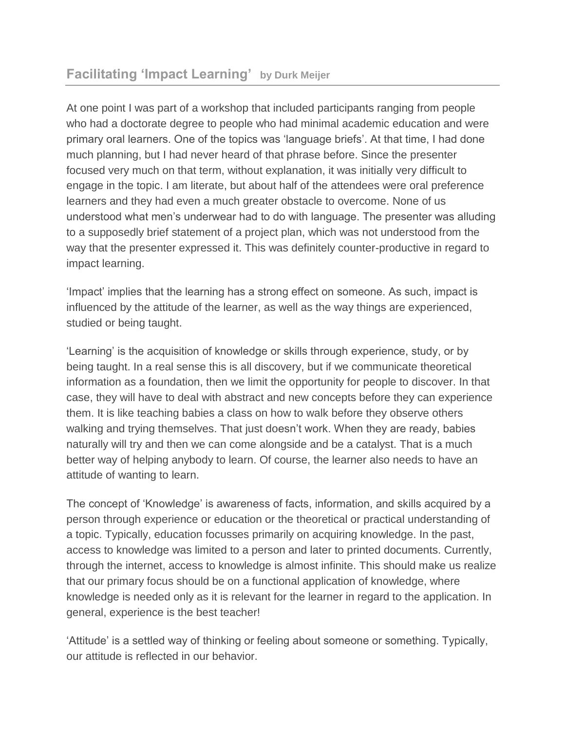# Facilitating 'Impact Learning' by Durk Meijer

At one point I was part of a workshop that included participants ranging from people who had a doctorate degree to people who had minimal academic education and were primary oral learners. One of the topics was 'language briefs'. At that time, I had done much planning, but I had never heard of that phrase before. Since the presenter focused very much on that term, without explanation, it was initially very difficult to engage in the topic. I am literate, but about half of the attendees were oral preference learners and they had even a much greater obstacle to overcome. None of us understood what men's underwear had to do with language. The presenter was alluding to a supposedly brief statement of a project plan, which was not understood from the way that the presenter expressed it. This was definitely counter-productive in regard to impact learning.

'Impact' implies that the learning has a strong effect on someone. As such, impact is influenced by the attitude of the learner, as well as the way things are experienced, studied or being taught.

'Learning' is the acquisition of knowledge or skills through experience, study, or by being taught. In a real sense this is all discovery, but if we communicate theoretical information as a foundation, then we limit the opportunity for people to discover. In that case, they will have to deal with abstract and new concepts before they can experience them. It is like teaching babies a class on how to walk before they observe others walking and trying themselves. That just doesn't work. When they are ready, babies naturally will try and then we can come alongside and be a catalyst. That is a much better way of helping anybody to learn. Of course, the learner also needs to have an attitude of wanting to learn.

The concept of 'Knowledge' is awareness of facts, information, and skills acquired by a person through experience or education or the theoretical or practical understanding of a topic. Typically, education focusses primarily on acquiring knowledge. In the past, access to knowledge was limited to a person and later to printed documents. Currently, through the internet, access to knowledge is almost infinite. This should make us realize that our primary focus should be on a functional application of knowledge, where knowledge is needed only as it is relevant for the learner in regard to the application. In general, experience is the best teacher!

'Attitude' is a settled way of thinking or feeling about someone or something. Typically, our attitude is reflected in our behavior.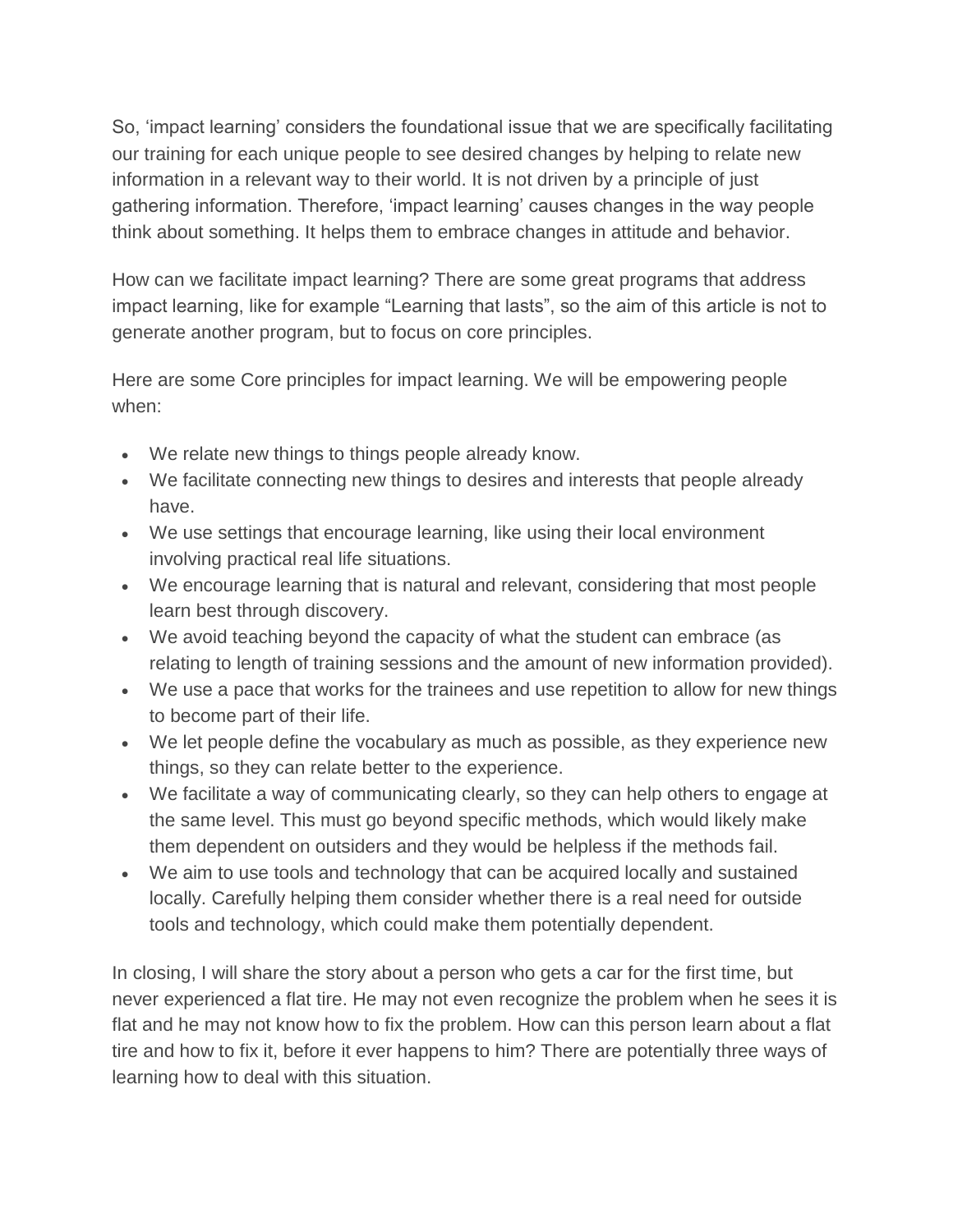So, 'impact learning' considers the foundational issue that we are specifically facilitating our training for each unique people to see desired changes by helping to relate new information in a relevant way to their world. It is not driven by a principle of just gathering information. Therefore, 'impact learning' causes changes in the way people think about something. It helps them to embrace changes in attitude and behavior.

How can we facilitate impact learning? There are some great programs that address impact learning, like for example "Learning that lasts", so the aim of this article is not to generate another program, but to focus on core principles.

Here are some Core principles for impact learning. We will be empowering people when:

- We relate new things to things people already know.
- We facilitate connecting new things to desires and interests that people already have.
- We use settings that encourage learning, like using their local environment involving practical real life situations.
- We encourage learning that is natural and relevant, considering that most people learn best through discovery.
- We avoid teaching beyond the capacity of what the student can embrace (as relating to length of training sessions and the amount of new information provided).
- We use a pace that works for the trainees and use repetition to allow for new things to become part of their life.
- We let people define the vocabulary as much as possible, as they experience new things, so they can relate better to the experience.
- We facilitate a way of communicating clearly, so they can help others to engage at the same level. This must go beyond specific methods, which would likely make them dependent on outsiders and they would be helpless if the methods fail.
- We aim to use tools and technology that can be acquired locally and sustained locally. Carefully helping them consider whether there is a real need for outside tools and technology, which could make them potentially dependent.

In closing, I will share the story about a person who gets a car for the first time, but never experienced a flat tire. He may not even recognize the problem when he sees it is flat and he may not know how to fix the problem. How can this person learn about a flat tire and how to fix it, before it ever happens to him? There are potentially three ways of learning how to deal with this situation.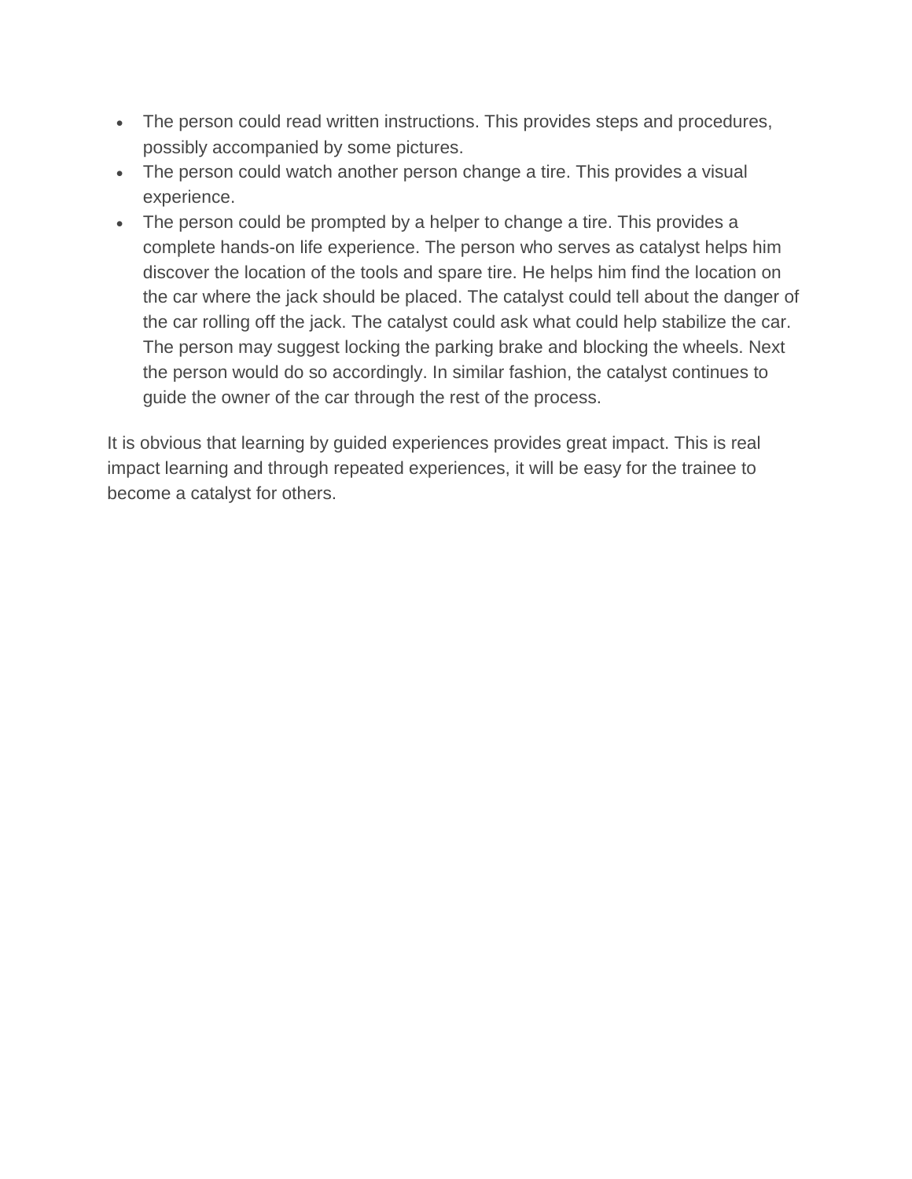- The person could read written instructions. This provides steps and procedures, possibly accompanied by some pictures.
- The person could watch another person change a tire. This provides a visual experience.
- The person could be prompted by a helper to change a tire. This provides a complete hands-on life experience. The person who serves as catalyst helps him discover the location of the tools and spare tire. He helps him find the location on the car where the jack should be placed. The catalyst could tell about the danger of the car rolling off the jack. The catalyst could ask what could help stabilize the car. The person may suggest locking the parking brake and blocking the wheels. Next the person would do so accordingly. In similar fashion, the catalyst continues to guide the owner of the car through the rest of the process.

It is obvious that learning by guided experiences provides great impact. This is real impact learning and through repeated experiences, it will be easy for the trainee to become a catalyst for others.